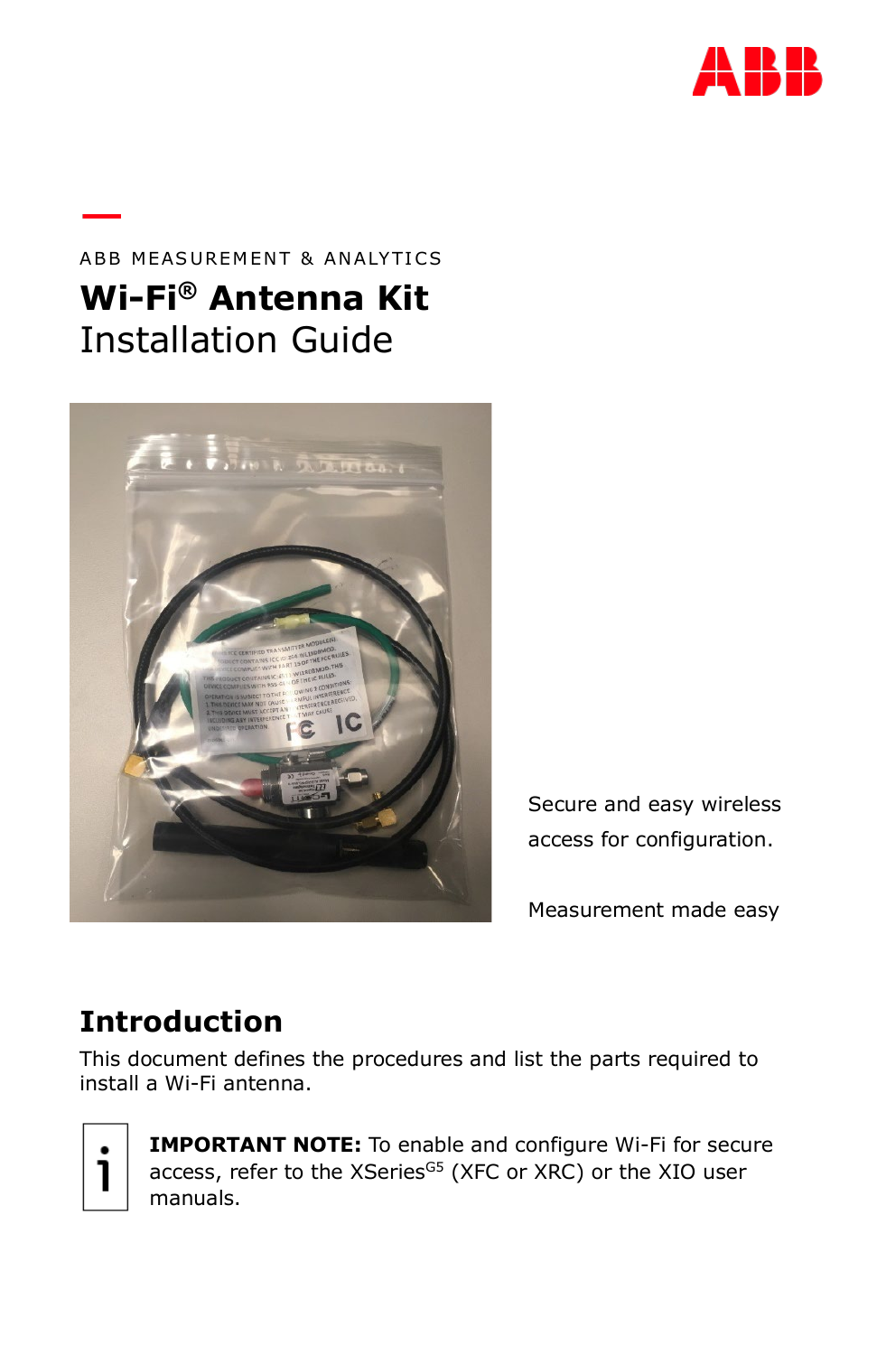ABB MEASUREMENT & ANALYTICS

# Wi-Fi® Antenna Kit
Installation Guide

Secure and easy wireless access for configuration.

Measurement made easy

## Introduction

This document defines the procedures and list the parts required to install a Wi-Fi antenna.

**IMPORTANT NOTE:** To enable and configure Wi-Fi for secure access, refer to the XSeries$^{G5}$ (XFC or XRC) or the XIO user manuals.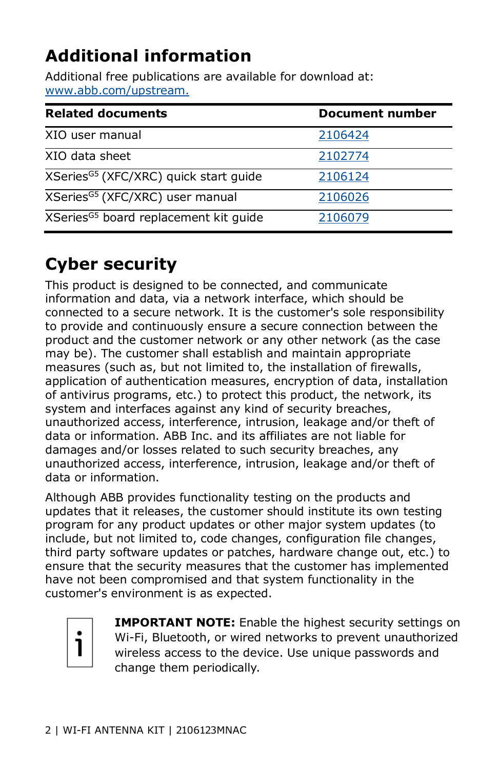# Additional information

Additional free publications are available for download at: [www.abb.com/upstream.](www.abb.com/upstream)

| Related documents | Document number |
| --- | --- |
| XIO user manual | 2106424 |
| XIO data sheet | 2102774 |
| XSeries$^{G5}$ (XFC/XRC) quick start guide | 2106124 |
| XSeries$^{G5}$ (XFC/XRC) user manual | 2106026 |
| XSeries$^{G5}$ board replacement kit guide | 2106079 |

# Cyber security

This product is designed to be connected, and communicate information and data, via a network interface, which should be connected to a secure network. It is the customer's sole responsibility to provide and continuously ensure a secure connection between the product and the customer network or any other network (as the case may be). The customer shall establish and maintain appropriate measures (such as, but not limited to, the installation of firewalls, application of authentication measures, encryption of data, installation of antivirus programs, etc.) to protect this product, the network, its system and interfaces against any kind of security breaches, unauthorized access, interference, intrusion, leakage and/or theft of data or information. ABB Inc. and its affiliates are not liable for damages and/or losses related to such security breaches, any unauthorized access, interference, intrusion, leakage and/or theft of data or information.

Although ABB provides functionality testing on the products and updates that it releases, the customer should institute its own testing program for any product updates or other major system updates (to include, but not limited to, code changes, configuration file changes, third party software updates or patches, hardware change out, etc.) to ensure that the security measures that the customer has implemented have not been compromised and that system functionality in the customer's environment is as expected.

**IMPORTANT NOTE:** Enable the highest security settings on Wi-Fi, Bluetooth, or wired networks to prevent unauthorized wireless access to the device. Use unique passwords and change them periodically.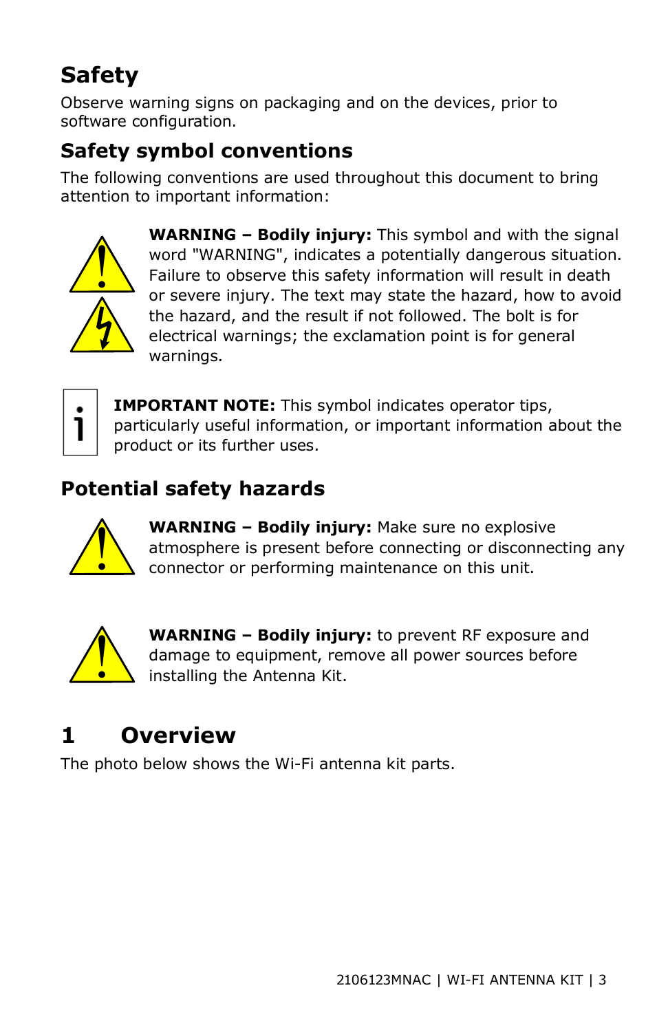# Safety

Observe warning signs on packaging and on the devices, prior to software configuration.

## Safety symbol conventions

The following conventions are used throughout this document to bring attention to important information:

**WARNING – Bodily injury:** This symbol and with the signal word "WARNING", indicates a potentially dangerous situation. Failure to observe this safety information will result in death or severe injury. The text may state the hazard, how to avoid the hazard, and the result if not followed. The bolt is for electrical warnings; the exclamation point is for general warnings.

**IMPORTANT NOTE:** This symbol indicates operator tips, particularly useful information, or important information about the product or its further uses.

## Potential safety hazards

**WARNING – Bodily injury:** Make sure no explosive atmosphere is present before connecting or disconnecting any connector or performing maintenance on this unit.

**WARNING – Bodily injury:** to prevent RF exposure and damage to equipment, remove all power sources before installing the Antenna Kit.

# 1 Overview

The photo below shows the Wi-Fi antenna kit parts.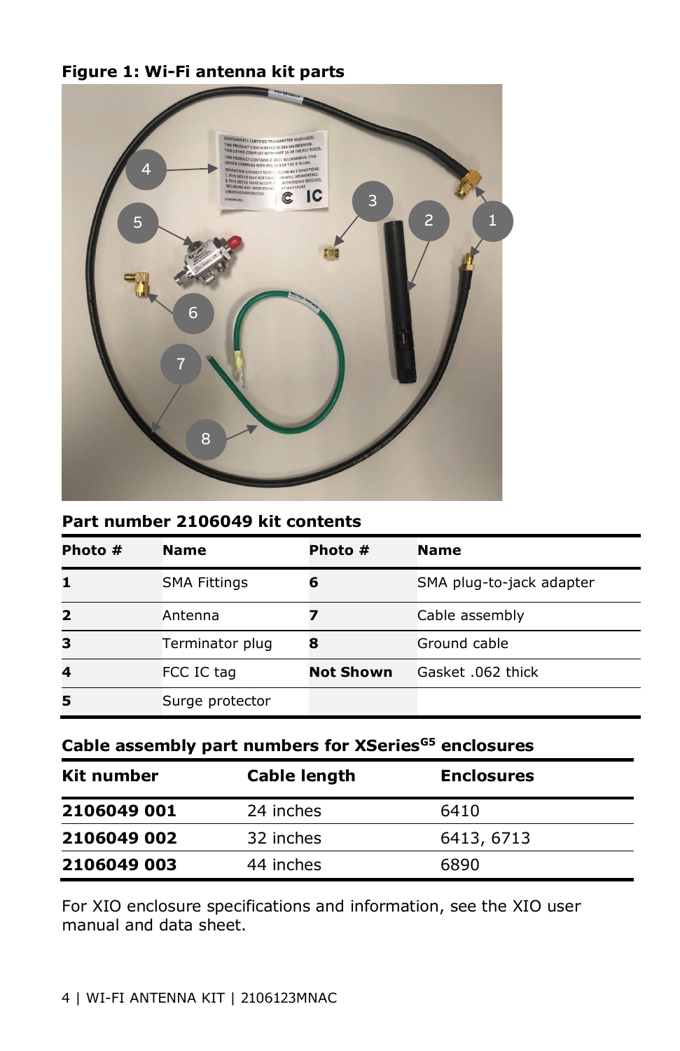**Figure 1: Wi-Fi antenna kit parts**

**Part number 2106049 kit contents**

| Photo # | Name | Photo # | Name |
|---|---|---|---|
| **1** | SMA Fittings | **6** | SMA plug-to-jack adapter |
| **2** | Antenna | **7** | Cable assembly |
| **3** | Terminator plug | **8** | Ground cable |
| **4** | FCC IC tag | **Not Shown** | Gasket .062 thick |
| **5** | Surge protector | | |

**Cable assembly part numbers for XSeries$^{G5}$ enclosures**

| Kit number | Cable length | Enclosures |
|---|---|---|
| **2106049 001** | 24 inches | 6410 |
| **2106049 002** | 32 inches | 6413, 6713 |
| **2106049 003** | 44 inches | 6890 |

For XIO enclosure specifications and information, see the XIO user manual and data sheet.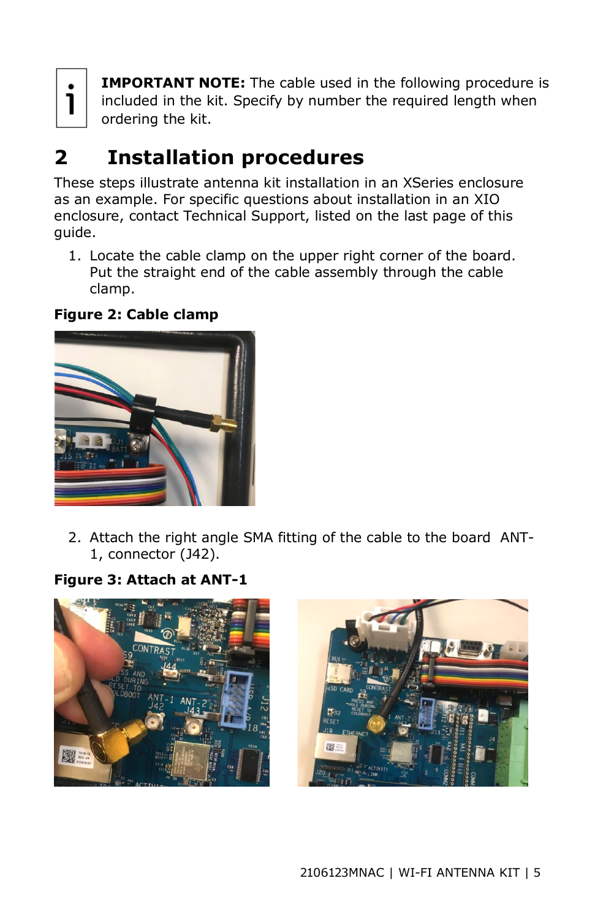**IMPORTANT NOTE:** The cable used in the following procedure is included in the kit. Specify by number the required length when ordering the kit.

# 2 Installation procedures

These steps illustrate antenna kit installation in an XSeries enclosure as an example. For specific questions about installation in an XIO enclosure, contact Technical Support, listed on the last page of this guide.

1. Locate the cable clamp on the upper right corner of the board. Put the straight end of the cable assembly through the cable clamp.

**Figure 2: Cable clamp**

2. Attach the right angle SMA fitting of the cable to the board ANT-1, connector (J42).

**Figure 3: Attach at ANT-1**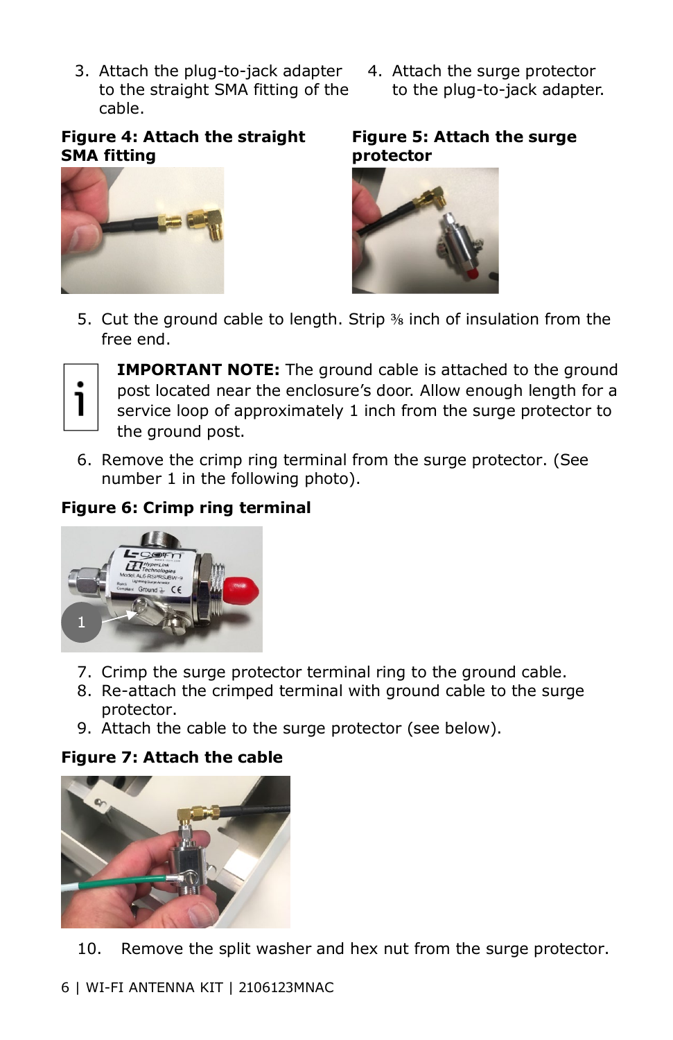3. Attach the plug-to-jack adapter to the straight SMA fitting of the cable.

**Figure 4: Attach the straight SMA fitting**

4. Attach the surge protector to the plug-to-jack adapter.

**Figure 5: Attach the surge protector**

5. Cut the ground cable to length. Strip ⅜ inch of insulation from the free end.

> **IMPORTANT NOTE:** The ground cable is attached to the ground post located near the enclosure's door. Allow enough length for a service loop of approximately 1 inch from the surge protector to the ground post.

6. Remove the crimp ring terminal from the surge protector. (See number 1 in the following photo).

**Figure 6: Crimp ring terminal**

7. Crimp the surge protector terminal ring to the ground cable.
8. Re-attach the crimped terminal with ground cable to the surge protector.
9. Attach the cable to the surge protector (see below).

**Figure 7: Attach the cable**

10. Remove the split washer and hex nut from the surge protector.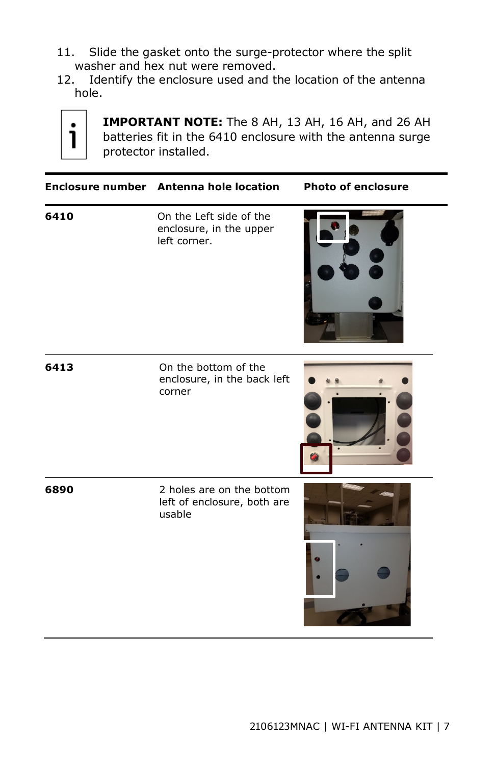11. Slide the gasket onto the surge-protector where the split washer and hex nut were removed.
12. Identify the enclosure used and the location of the antenna hole.

**IMPORTANT NOTE:** The 8 AH, 13 AH, 16 AH, and 26 AH batteries fit in the 6410 enclosure with the antenna surge protector installed.

| Enclosure number | Antenna hole location | Photo of enclosure |
|---|---|---|
| **6410** | On the Left side of the enclosure, in the upper left corner. | |
| **6413** | On the bottom of the enclosure, in the back left corner | |
| **6890** | 2 holes are on the bottom left of enclosure, both are usable | |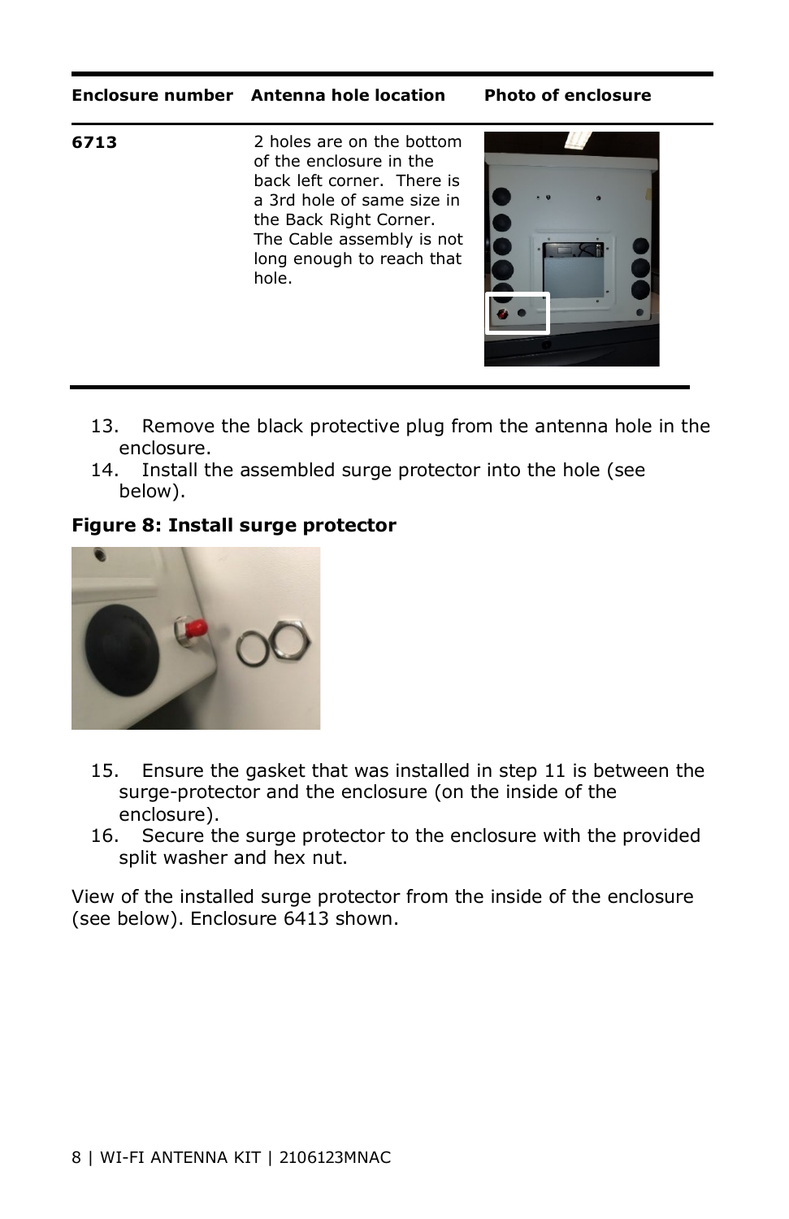| Enclosure number | Antenna hole location | Photo of enclosure |
| --- | --- | --- |
| **6713** | 2 holes are on the bottom of the enclosure in the back left corner. There is a 3rd hole of same size in the Back Right Corner. The Cable assembly is not long enough to reach that hole. | |

13. Remove the black protective plug from the antenna hole in the enclosure.
14. Install the assembled surge protector into the hole (see below).

**Figure 8: Install surge protector**

15. Ensure the gasket that was installed in step 11 is between the surge-protector and the enclosure (on the inside of the enclosure).
16. Secure the surge protector to the enclosure with the provided split washer and hex nut.

View of the installed surge protector from the inside of the enclosure (see below). Enclosure 6413 shown.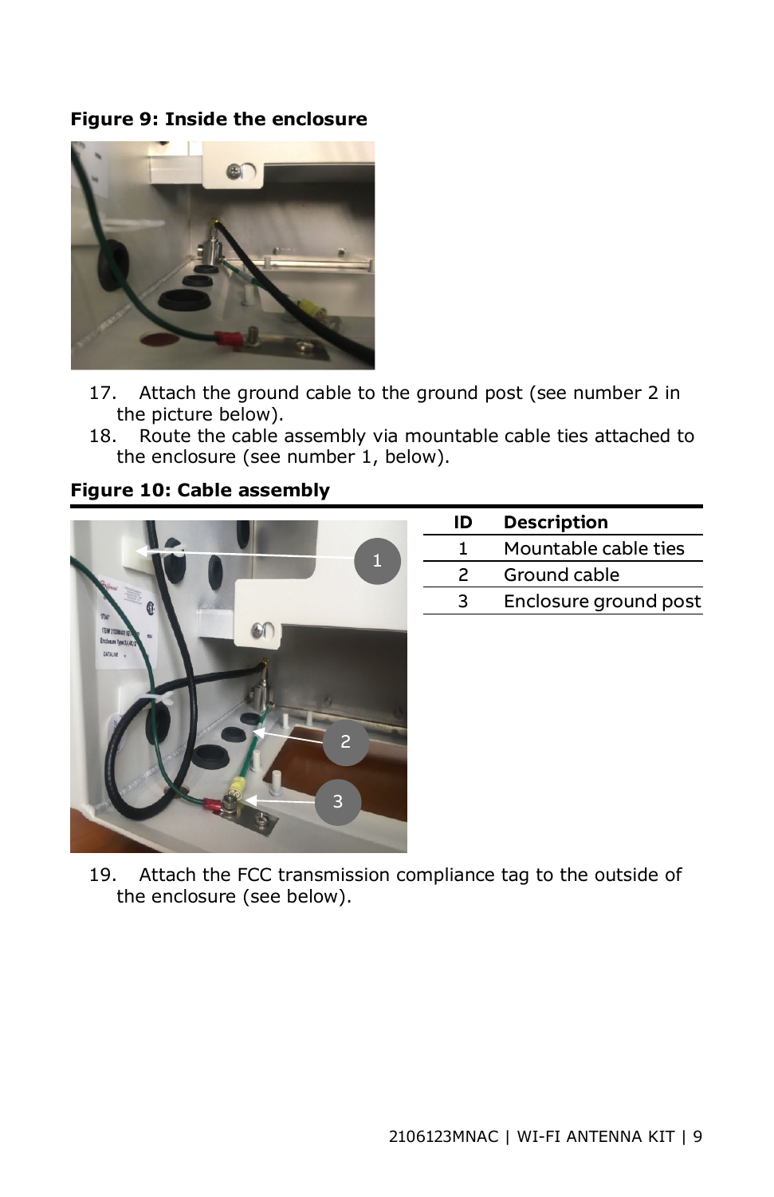**Figure 9: Inside the enclosure**

17. Attach the ground cable to the ground post (see number 2 in the picture below).
18. Route the cable assembly via mountable cable ties attached to the enclosure (see number 1, below).

**Figure 10: Cable assembly**

| ID | Description |
| --- | --- |
| 1 | Mountable cable ties |
| 2 | Ground cable |
| 3 | Enclosure ground post |

19. Attach the FCC transmission compliance tag to the outside of the enclosure (see below).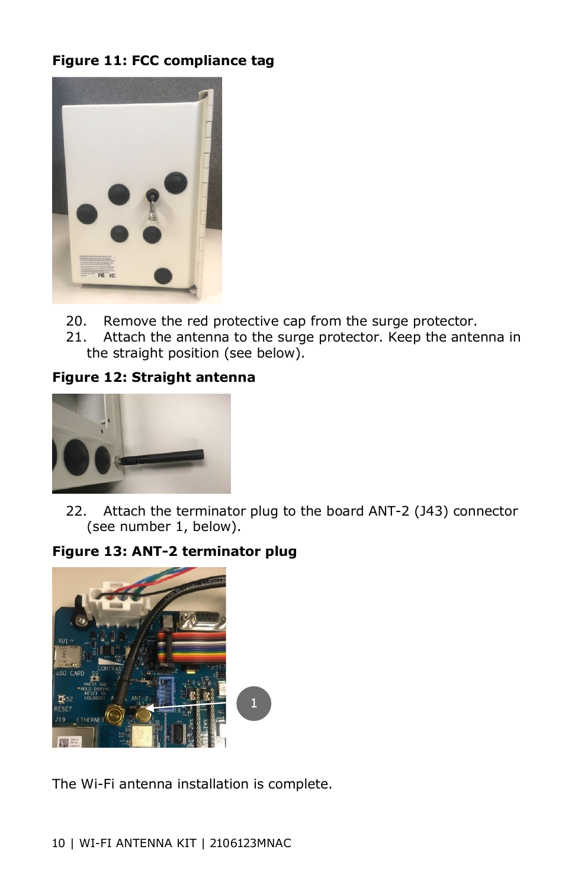**Figure 11: FCC compliance tag**

20. Remove the red protective cap from the surge protector.
21. Attach the antenna to the surge protector. Keep the antenna in the straight position (see below).

**Figure 12: Straight antenna**

22. Attach the terminator plug to the board ANT-2 (J43) connector (see number 1, below).

**Figure 13: ANT-2 terminator plug**

The Wi-Fi antenna installation is complete.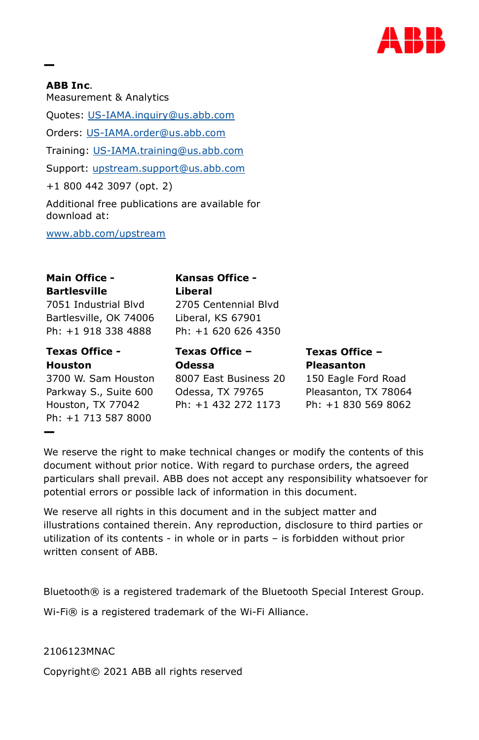**ABB Inc.**
Measurement & Analytics

Quotes: US-IAMA.inquiry@us.abb.com

Orders: US-IAMA.order@us.abb.com

Training: US-IAMA.training@us.abb.com

Support: upstream.support@us.abb.com

+1 800 442 3097 (opt. 2)

Additional free publications are available for download at:

www.abb.com/upstream

**Main Office - Bartlesville**
7051 Industrial Blvd
Bartlesville, OK 74006
Ph: +1 918 338 4888

**Kansas Office - Liberal**
2705 Centennial Blvd
Liberal, KS 67901
Ph: +1 620 626 4350

**Texas Office - Houston**
3700 W. Sam Houston Parkway S., Suite 600
Houston, TX 77042
Ph: +1 713 587 8000

**Texas Office – Odessa**
8007 East Business 20
Odessa, TX 79765
Ph: +1 432 272 1173

**Texas Office – Pleasanton**
150 Eagle Ford Road
Pleasanton, TX 78064
Ph: +1 830 569 8062

We reserve the right to make technical changes or modify the contents of this document without prior notice. With regard to purchase orders, the agreed particulars shall prevail. ABB does not accept any responsibility whatsoever for potential errors or possible lack of information in this document.

We reserve all rights in this document and in the subject matter and illustrations contained therein. Any reproduction, disclosure to third parties or utilization of its contents - in whole or in parts – is forbidden without prior written consent of ABB.

Bluetooth® is a registered trademark of the Bluetooth Special Interest Group.

Wi-Fi® is a registered trademark of the Wi-Fi Alliance.

2106123MNAC

Copyright© 2021 ABB all rights reserved